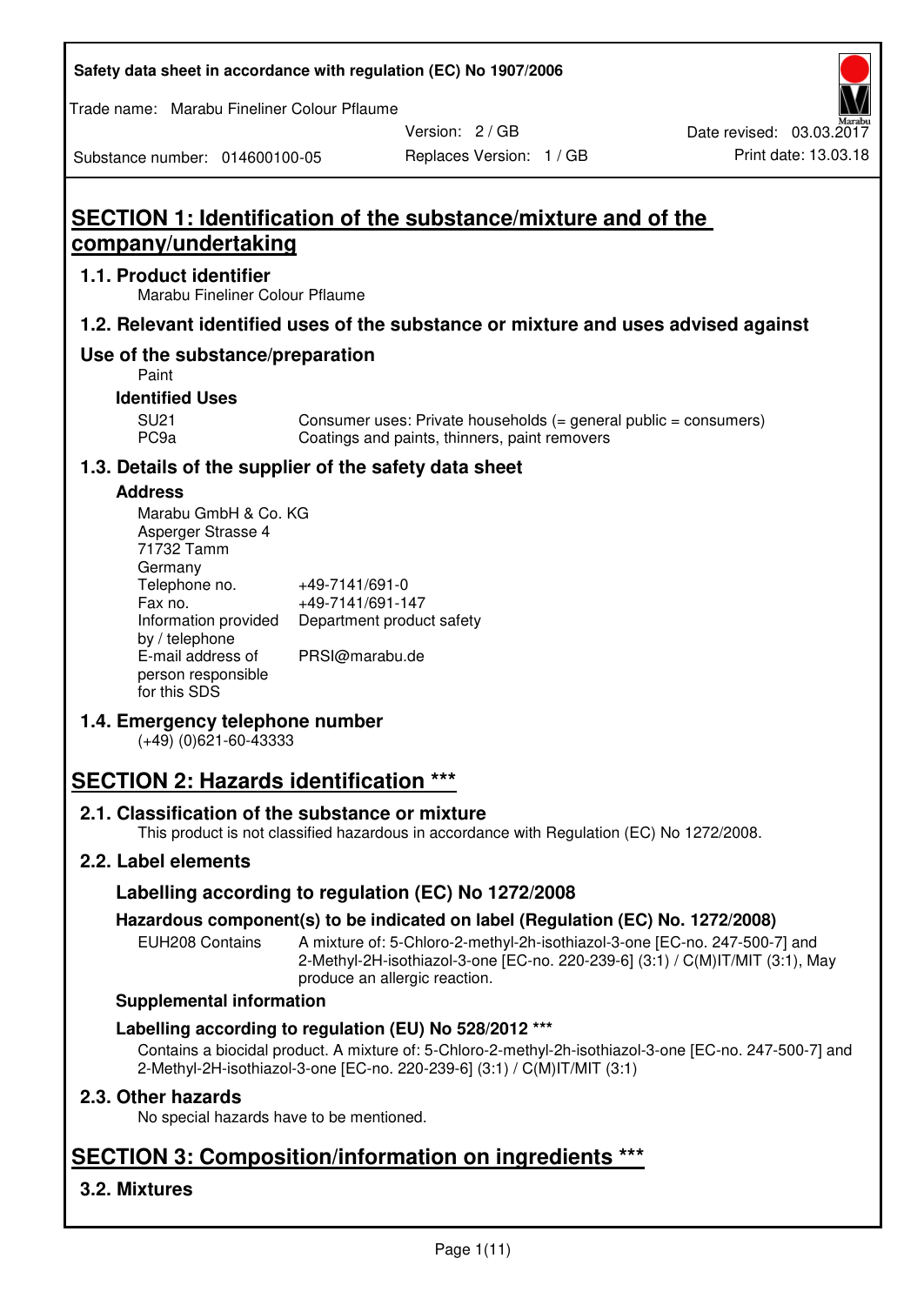Safety data sheet in accordance with regulation (EC) No 1907/2006

Trade name: Marabu Fineliner Colour Pflaume

Substance number: 014600100-05

Version: 2 / GB
Replaces Version: 1 / GB

Date revised: 03.03.2017
Print date: 13.03.18

# SECTION 1: Identification of the substance/mixture and of the company/undertaking

## 1.1. Product identifier

Marabu Fineliner Colour Pflaume

## 1.2. Relevant identified uses of the substance or mixture and uses advised against

## Use of the substance/preparation

Paint

### Identified Uses

| | |
|---|---|
| SU21 | Consumer uses: Private households (= general public = consumers) |
| PC9a | Coatings and paints, thinners, paint removers |

## 1.3. Details of the supplier of the safety data sheet

### Address

Marabu GmbH & Co. KG
Asperger Strasse 4
71732 Tamm
Germany

| | |
|---|---|
| Telephone no. | +49-7141/691-0 |
| Fax no. | +49-7141/691-147 |
| Information provided by / telephone | Department product safety |
| E-mail address of person responsible for this SDS | PRSI@marabu.de |

## 1.4. Emergency telephone number

(+49) (0)621-60-43333

# SECTION 2: Hazards identification ***

## 2.1. Classification of the substance or mixture

This product is not classified hazardous in accordance with Regulation (EC) No 1272/2008.

## 2.2. Label elements

### Labelling according to regulation (EC) No 1272/2008

### Hazardous component(s) to be indicated on label (Regulation (EC) No. 1272/2008)

| | |
|---|---|
| EUH208 Contains | A mixture of: 5-Chloro-2-methyl-2h-isothiazol-3-one [EC-no. 247-500-7] and 2-Methyl-2H-isothiazol-3-one [EC-no. 220-239-6] (3:1) / C(M)IT/MIT (3:1), May produce an allergic reaction. |

### Supplemental information

### Labelling according to regulation (EU) No 528/2012 ***

Contains a biocidal product. A mixture of: 5-Chloro-2-methyl-2h-isothiazol-3-one [EC-no. 247-500-7] and 2-Methyl-2H-isothiazol-3-one [EC-no. 220-239-6] (3:1) / C(M)IT/MIT (3:1)

## 2.3. Other hazards

No special hazards have to be mentioned.

# SECTION 3: Composition/information on ingredients ***

## 3.2. Mixtures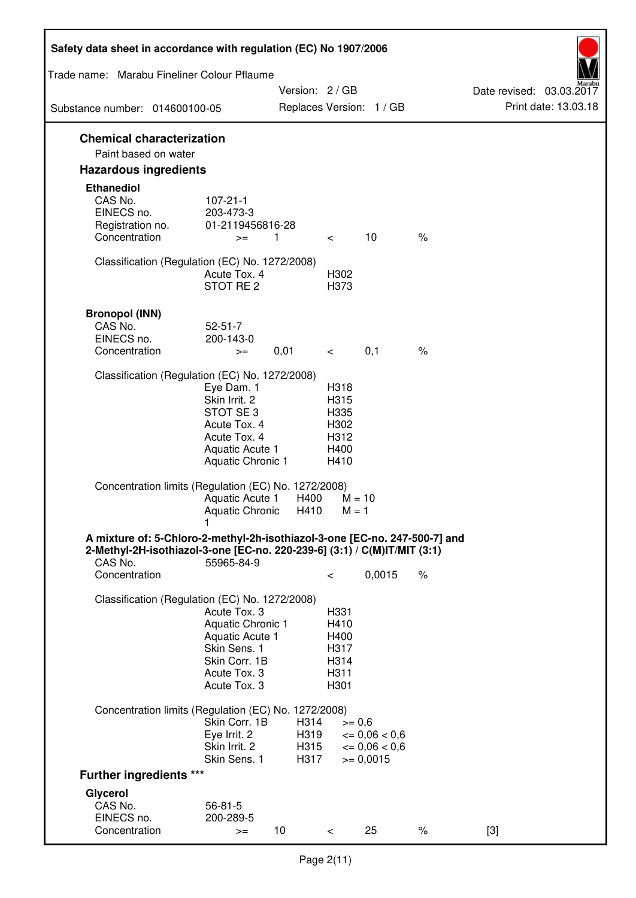## Chemical characterization

Paint based on water

## Hazardous ingredients

### Ethanediol

| | | | | | |
|---|---|---|---|---|---|
| CAS No. | 107-21-1 | | | | |
| EINECS no. | 203-473-3 | | | | |
| Registration no. | 01-2119456816-28 | | | | |
| Concentration | >= | 1 | < | 10 | % |

Classification (Regulation (EC) No. 1272/2008)

| | |
|---|---|
| Acute Tox. 4 | H302 |
| STOT RE 2 | H373 |

### Bronopol (INN)

| | | | | | |
|---|---|---|---|---|---|
| CAS No. | 52-51-7 | | | | |
| EINECS no. | 200-143-0 | | | | |
| Concentration | >= | 0,01 | < | 0,1 | % |

Classification (Regulation (EC) No. 1272/2008)

| | |
|---|---|
| Eye Dam. 1 | H318 |
| Skin Irrit. 2 | H315 |
| STOT SE 3 | H335 |
| Acute Tox. 4 | H302 |
| Acute Tox. 4 | H312 |
| Aquatic Acute 1 | H400 |
| Aquatic Chronic 1 | H410 |

Concentration limits (Regulation (EC) No. 1272/2008)

| | | |
|---|---|---|
| Aquatic Acute 1 | H400 | M = 10 |
| Aquatic Chronic 1 | H410 | M = 1 |

### A mixture of: 5-Chloro-2-methyl-2h-isothiazol-3-one [EC-no. 247-500-7] and 2-Methyl-2H-isothiazol-3-one [EC-no. 220-239-6] (3:1) / C(M)IT/MIT (3:1)

| | | | |
|---|---|---|---|
| CAS No. | 55965-84-9 | | |
| Concentration | < | 0,0015 | % |

Classification (Regulation (EC) No. 1272/2008)

| | |
|---|---|
| Acute Tox. 3 | H331 |
| Aquatic Chronic 1 | H410 |
| Aquatic Acute 1 | H400 |
| Skin Sens. 1 | H317 |
| Skin Corr. 1B | H314 |
| Acute Tox. 3 | H311 |
| Acute Tox. 3 | H301 |

Concentration limits (Regulation (EC) No. 1272/2008)

| | | |
|---|---|---|
| Skin Corr. 1B | H314 | >= 0,6 |
| Eye Irrit. 2 | H319 | <= 0,06 < 0,6 |
| Skin Irrit. 2 | H315 | <= 0,06 < 0,6 |
| Skin Sens. 1 | H317 | >= 0,0015 |

## Further ingredients ***

### Glycerol

| | | | | | | |
|---|---|---|---|---|---|---|
| CAS No. | 56-81-5 | | | | | |
| EINECS no. | 200-289-5 | | | | | |
| Concentration | >= | 10 | < | 25 | % | [3] |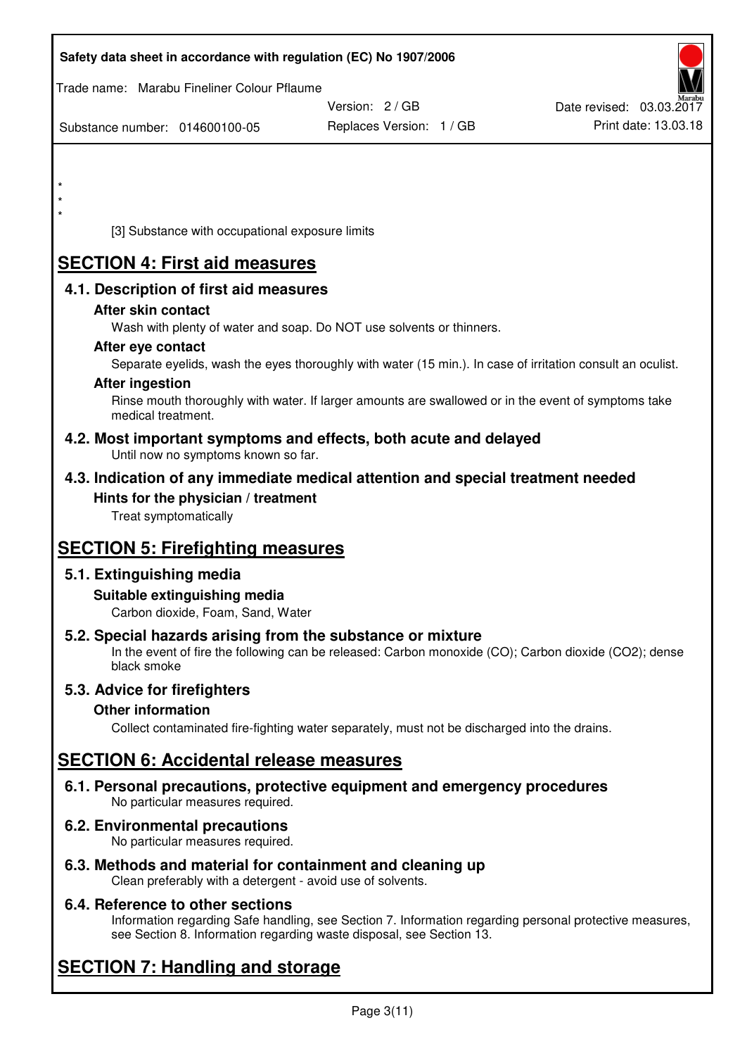*
*
*

[3] Substance with occupational exposure limits

# SECTION 4: First aid measures

## 4.1. Description of first aid measures

### After skin contact

Wash with plenty of water and soap. Do NOT use solvents or thinners.

### After eye contact

Separate eyelids, wash the eyes thoroughly with water (15 min.). In case of irritation consult an oculist.

### After ingestion

Rinse mouth thoroughly with water. If larger amounts are swallowed or in the event of symptoms take medical treatment.

## 4.2. Most important symptoms and effects, both acute and delayed

Until now no symptoms known so far.

## 4.3. Indication of any immediate medical attention and special treatment needed

### Hints for the physician / treatment

Treat symptomatically

# SECTION 5: Firefighting measures

## 5.1. Extinguishing media

### Suitable extinguishing media

Carbon dioxide, Foam, Sand, Water

## 5.2. Special hazards arising from the substance or mixture

In the event of fire the following can be released: Carbon monoxide (CO); Carbon dioxide ($CO_2$); dense black smoke

## 5.3. Advice for firefighters

### Other information

Collect contaminated fire-fighting water separately, must not be discharged into the drains.

# SECTION 6: Accidental release measures

## 6.1. Personal precautions, protective equipment and emergency procedures

No particular measures required.

## 6.2. Environmental precautions

No particular measures required.

## 6.3. Methods and material for containment and cleaning up

Clean preferably with a detergent - avoid use of solvents.

## 6.4. Reference to other sections

Information regarding Safe handling, see Section 7. Information regarding personal protective measures, see Section 8. Information regarding waste disposal, see Section 13.

# SECTION 7: Handling and storage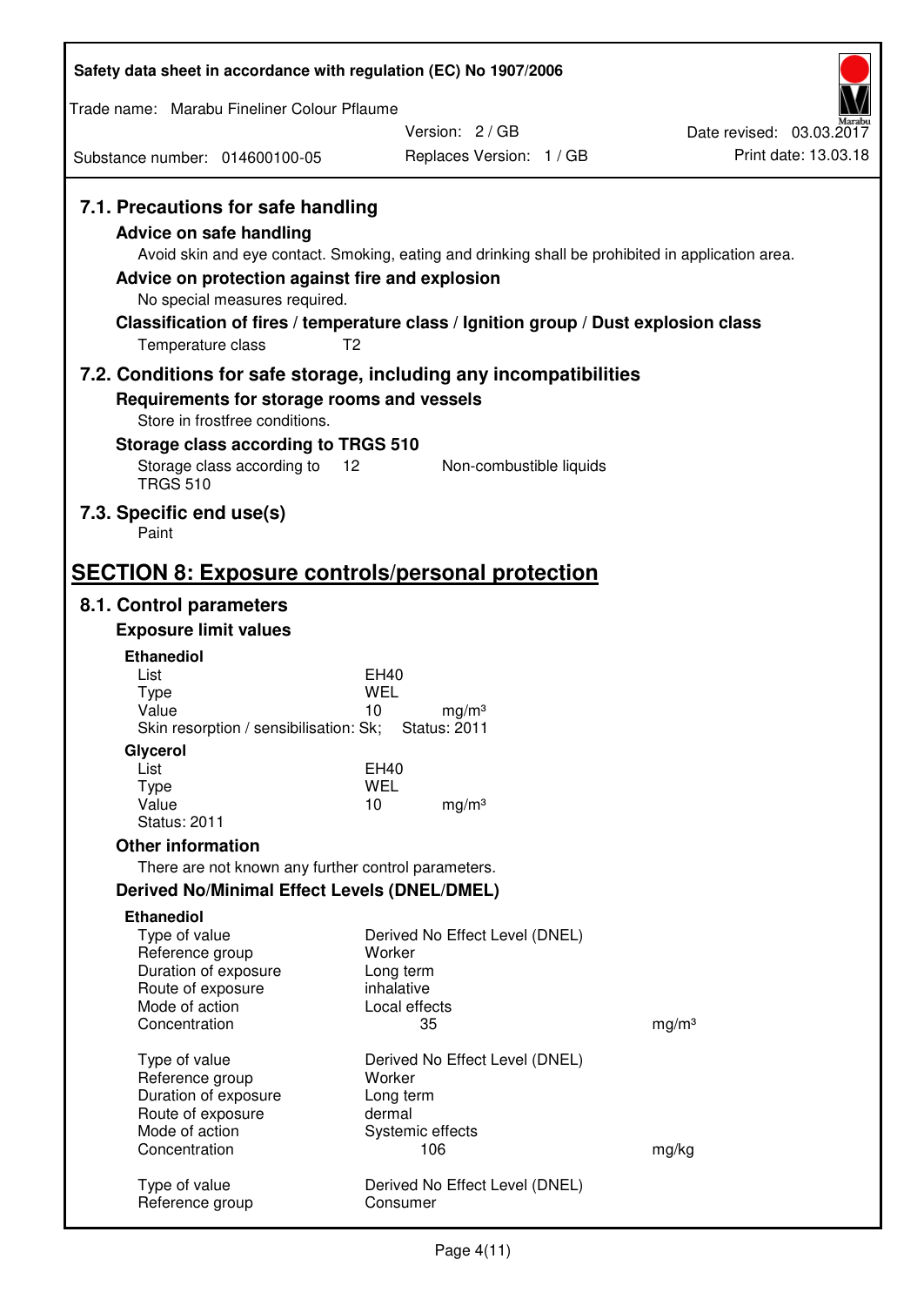## 7.1. Precautions for safe handling

### Advice on safe handling

Avoid skin and eye contact. Smoking, eating and drinking shall be prohibited in application area.

### Advice on protection against fire and explosion

No special measures required.

### Classification of fires / temperature class / Ignition group / Dust explosion class

Temperature class T2

## 7.2. Conditions for safe storage, including any incompatibilities

### Requirements for storage rooms and vessels

Store in frostfree conditions.

### Storage class according to TRGS 510

Storage class according to TRGS 510 12 Non-combustible liquids

## 7.3. Specific end use(s)

Paint

# SECTION 8: Exposure controls/personal protection

## 8.1. Control parameters

### Exposure limit values

**Ethanediol**

| | | |
|---|---|---|
| List | EH40 | |
| Type | WEL | |
| Value | 10 | mg/m³ |

Skin resorption / sensibilisation: Sk; Status: 2011

**Glycerol**

| | | |
|---|---|---|
| List | EH40 | |
| Type | WEL | |
| Value | 10 | mg/m³ |

Status: 2011

### Other information

There are not known any further control parameters.

### Derived No/Minimal Effect Levels (DNEL/DMEL)

**Ethanediol**

| | | |
|---|---|---|
| Type of value | Derived No Effect Level (DNEL) | |
| Reference group | Worker | |
| Duration of exposure | Long term | |
| Route of exposure | inhalative | |
| Mode of action | Local effects | |
| Concentration | 35 | mg/m³ |

| | | |
|---|---|---|
| Type of value | Derived No Effect Level (DNEL) | |
| Reference group | Worker | |
| Duration of exposure | Long term | |
| Route of exposure | dermal | |
| Mode of action | Systemic effects | |
| Concentration | 106 | mg/kg |

| | |
|---|---|
| Type of value | Derived No Effect Level (DNEL) |
| Reference group | Consumer |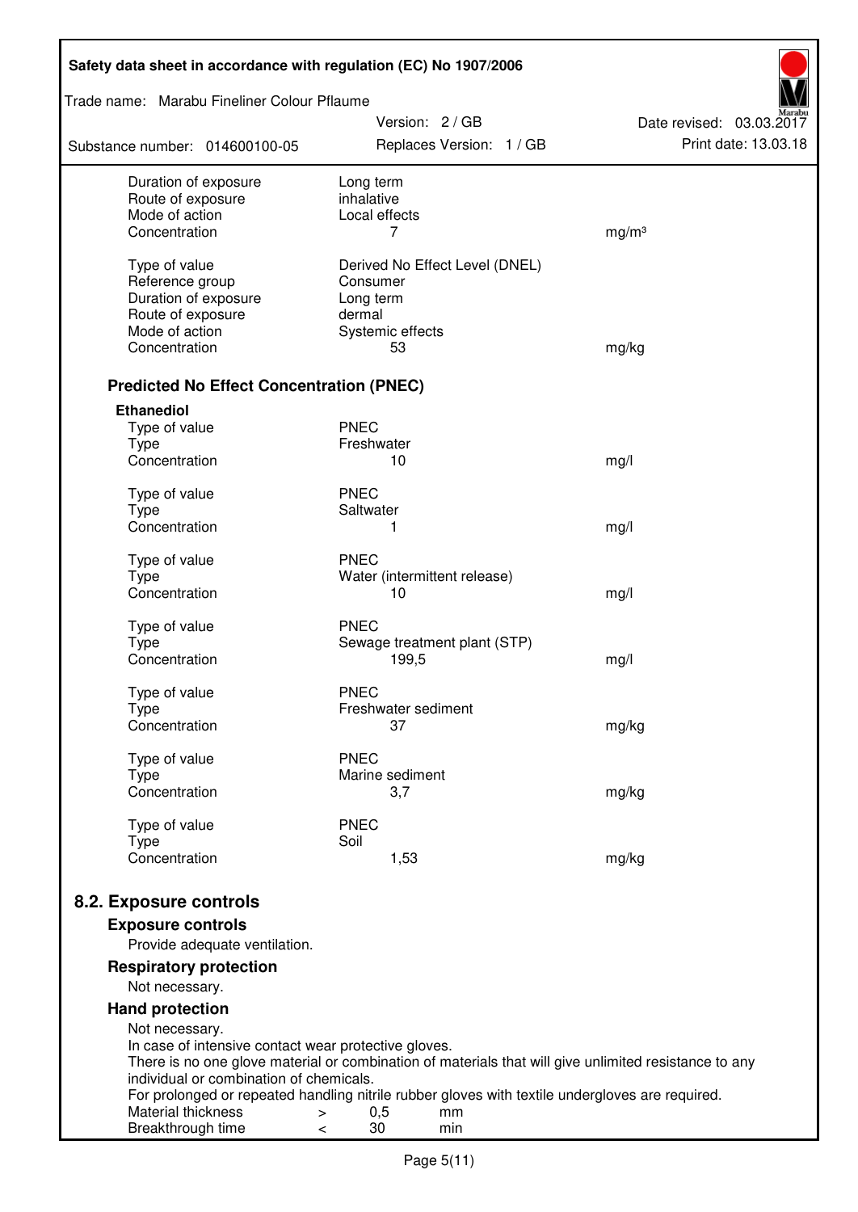| | | |
|---|---|---|
| Duration of exposure | Long term | |
| Route of exposure | inhalative | |
| Mode of action | Local effects | |
| Concentration | 7 | mg/m³ |

| | | |
|---|---|---|
| Type of value | Derived No Effect Level (DNEL) | |
| Reference group | Consumer | |
| Duration of exposure | Long term | |
| Route of exposure | dermal | |
| Mode of action | Systemic effects | |
| Concentration | 53 | mg/kg |

### Predicted No Effect Concentration (PNEC)

**Ethanediol**

| | | |
|---|---|---|
| Type of value | PNEC | |
| Type | Freshwater | |
| Concentration | 10 | mg/l |

| | | |
|---|---|---|
| Type of value | PNEC | |
| Type | Saltwater | |
| Concentration | 1 | mg/l |

| | | |
|---|---|---|
| Type of value | PNEC | |
| Type | Water (intermittent release) | |
| Concentration | 10 | mg/l |

| | | |
|---|---|---|
| Type of value | PNEC | |
| Type | Sewage treatment plant (STP) | |
| Concentration | 199,5 | mg/l |

| | | |
|---|---|---|
| Type of value | PNEC | |
| Type | Freshwater sediment | |
| Concentration | 37 | mg/kg |

| | | |
|---|---|---|
| Type of value | PNEC | |
| Type | Marine sediment | |
| Concentration | 3,7 | mg/kg |

| | | |
|---|---|---|
| Type of value | PNEC | |
| Type | Soil | |
| Concentration | 1,53 | mg/kg |

## 8.2. Exposure controls

### Exposure controls

Provide adequate ventilation.

### Respiratory protection

Not necessary.

### Hand protection

Not necessary.
In case of intensive contact wear protective gloves.
There is no one glove material or combination of materials that will give unlimited resistance to any individual or combination of chemicals.
For prolonged or repeated handling nitrile rubber gloves with textile undergloves are required.

| | | | |
|---|---|---|---|
| Material thickness | > | 0,5 | mm |
| Breakthrough time | < | 30 | min |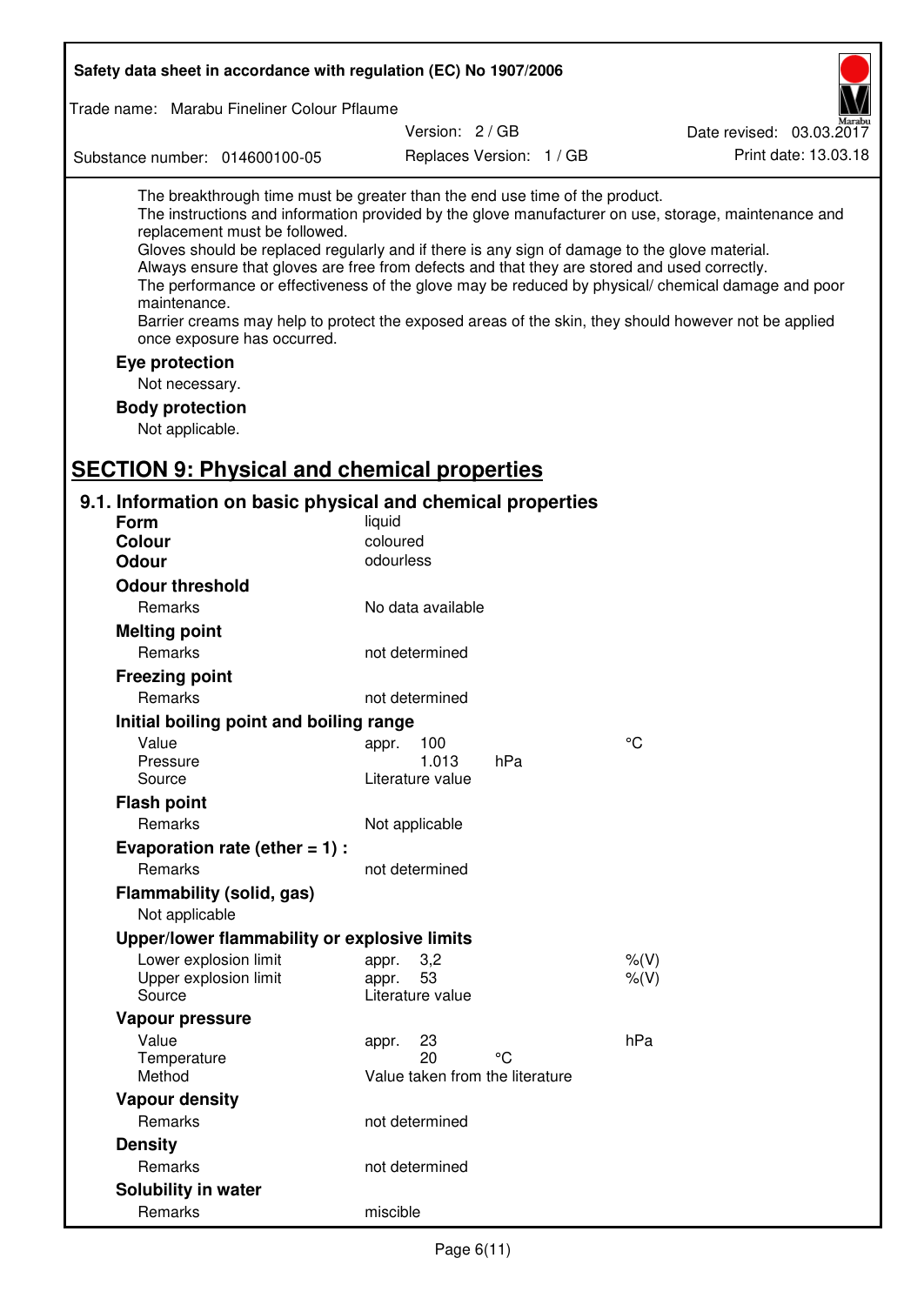The breakthrough time must be greater than the end use time of the product.
The instructions and information provided by the glove manufacturer on use, storage, maintenance and replacement must be followed.
Gloves should be replaced regularly and if there is any sign of damage to the glove material.
Always ensure that gloves are free from defects and that they are stored and used correctly.
The performance or effectiveness of the glove may be reduced by physical/ chemical damage and poor maintenance.
Barrier creams may help to protect the exposed areas of the skin, they should however not be applied once exposure has occurred.

**Eye protection**

Not necessary.

**Body protection**

Not applicable.

## SECTION 9: Physical and chemical properties

### 9.1. Information on basic physical and chemical properties

| | | | |
|---|---|---|---|
| **Form** | liquid | | |
| **Colour** | coloured | | |
| **Odour** | odourless | | |
| **Odour threshold** | | | |
| Remarks | No data available | | |
| **Melting point** | | | |
| Remarks | not determined | | |
| **Freezing point** | | | |
| Remarks | not determined | | |
| **Initial boiling point and boiling range** | | | |
| Value | appr. 100 | | °C |
| Pressure | 1.013 | hPa | |
| Source | Literature value | | |
| **Flash point** | | | |
| Remarks | Not applicable | | |
| **Evaporation rate (ether = 1) :** | | | |
| Remarks | not determined | | |
| **Flammability (solid, gas)** | | | |
| Not applicable | | | |
| **Upper/lower flammability or explosive limits** | | | |
| Lower explosion limit | appr. 3,2 | | %(V) |
| Upper explosion limit | appr. 53 | | %(V) |
| Source | Literature value | | |
| **Vapour pressure** | | | |
| Value | appr. 23 | | hPa |
| Temperature | 20 | °C | |
| Method | Value taken from the literature | | |
| **Vapour density** | | | |
| Remarks | not determined | | |
| **Density** | | | |
| Remarks | not determined | | |
| **Solubility in water** | | | |
| Remarks | miscible | | |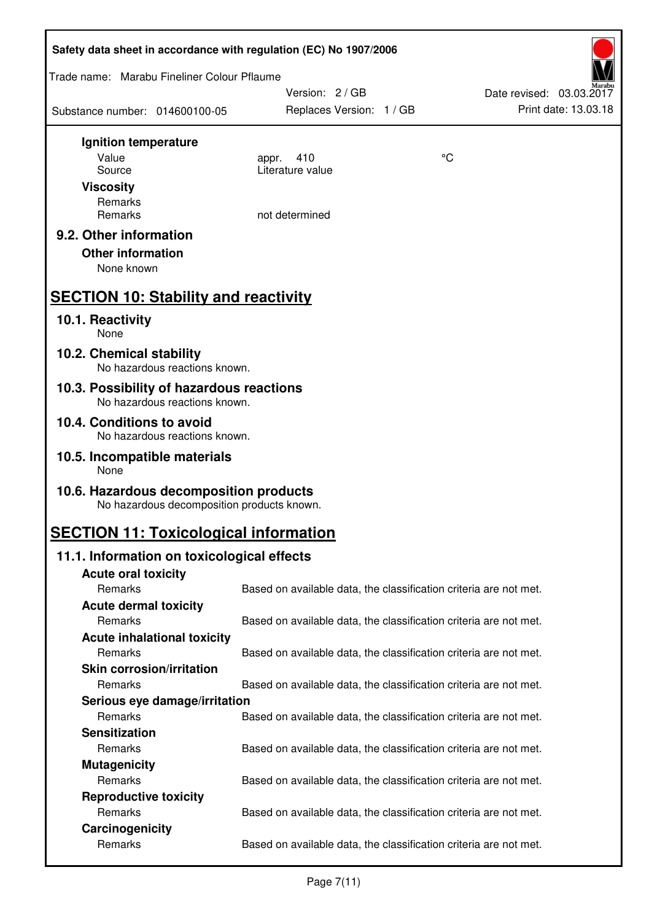**Ignition temperature**

| | | |
|---|---|---|
| Value | appr. 410 | °C |
| Source | Literature value | |

**Viscosity**

| | |
|---|---|
| Remarks | |
| Remarks | not determined |

### 9.2. Other information

**Other information**

None known

## SECTION 10: Stability and reactivity

### 10.1. Reactivity

None

### 10.2. Chemical stability

No hazardous reactions known.

### 10.3. Possibility of hazardous reactions

No hazardous reactions known.

### 10.4. Conditions to avoid

No hazardous reactions known.

### 10.5. Incompatible materials

None

### 10.6. Hazardous decomposition products

No hazardous decomposition products known.

## SECTION 11: Toxicological information

### 11.1. Information on toxicological effects

**Acute oral toxicity**

Remarks: Based on available data, the classification criteria are not met.

**Acute dermal toxicity**

Remarks: Based on available data, the classification criteria are not met.

**Acute inhalational toxicity**

Remarks: Based on available data, the classification criteria are not met.

**Skin corrosion/irritation**

Remarks: Based on available data, the classification criteria are not met.

**Serious eye damage/irritation**

Remarks: Based on available data, the classification criteria are not met.

**Sensitization**

Remarks: Based on available data, the classification criteria are not met.

**Mutagenicity**

Remarks: Based on available data, the classification criteria are not met.

**Reproductive toxicity**

Remarks: Based on available data, the classification criteria are not met.

**Carcinogenicity**

Remarks: Based on available data, the classification criteria are not met.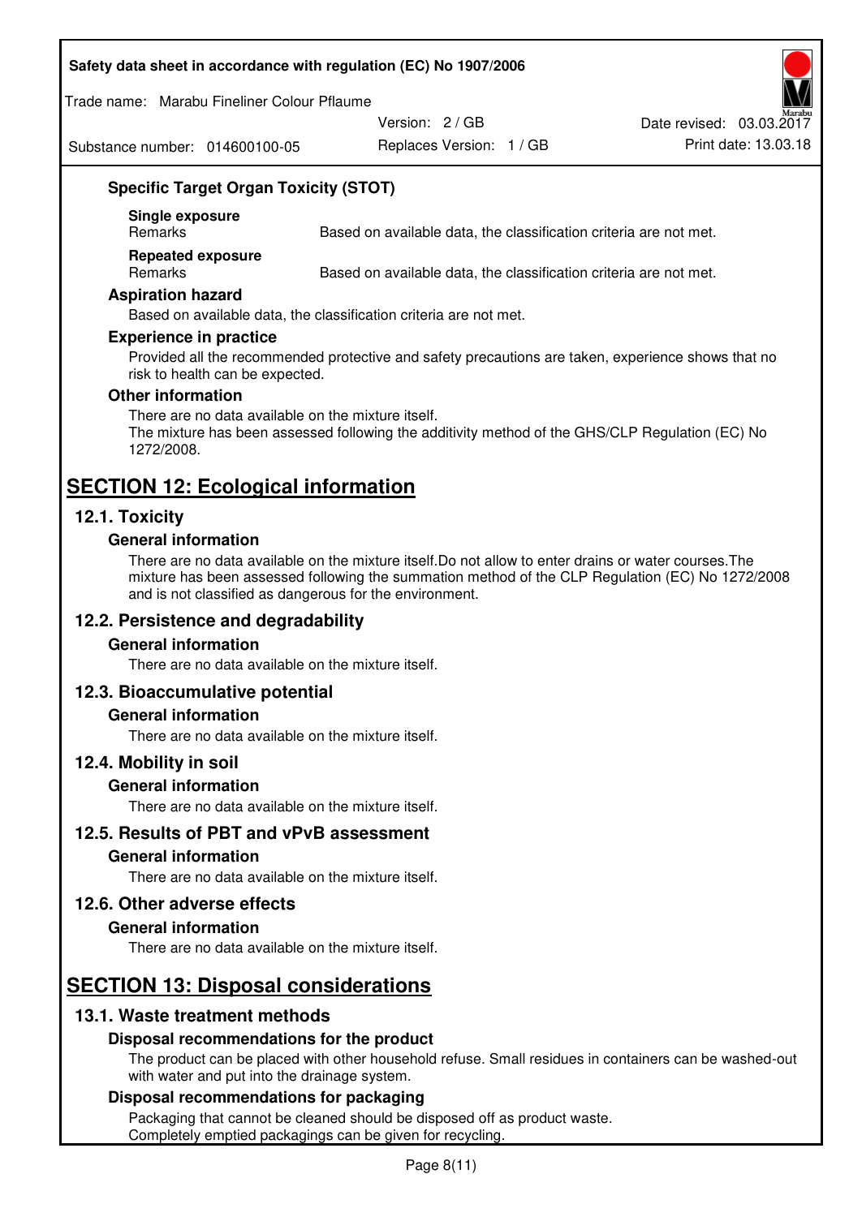### Specific Target Organ Toxicity (STOT)

**Single exposure**

| | |
|---|---|
| Remarks | Based on available data, the classification criteria are not met. |

**Repeated exposure**

| | |
|---|---|
| Remarks | Based on available data, the classification criteria are not met. |

### Aspiration hazard

Based on available data, the classification criteria are not met.

### Experience in practice

Provided all the recommended protective and safety precautions are taken, experience shows that no risk to health can be expected.

### Other information

There are no data available on the mixture itself.
The mixture has been assessed following the additivity method of the GHS/CLP Regulation (EC) No 1272/2008.

# SECTION 12: Ecological information

## 12.1. Toxicity

### General information

There are no data available on the mixture itself.Do not allow to enter drains or water courses.The mixture has been assessed following the summation method of the CLP Regulation (EC) No 1272/2008 and is not classified as dangerous for the environment.

## 12.2. Persistence and degradability

### General information

There are no data available on the mixture itself.

## 12.3. Bioaccumulative potential

### General information

There are no data available on the mixture itself.

## 12.4. Mobility in soil

### General information

There are no data available on the mixture itself.

## 12.5. Results of PBT and vPvB assessment

### General information

There are no data available on the mixture itself.

## 12.6. Other adverse effects

### General information

There are no data available on the mixture itself.

# SECTION 13: Disposal considerations

## 13.1. Waste treatment methods

### Disposal recommendations for the product

The product can be placed with other household refuse. Small residues in containers can be washed-out with water and put into the drainage system.

### Disposal recommendations for packaging

Packaging that cannot be cleaned should be disposed off as product waste.
Completely emptied packagings can be given for recycling.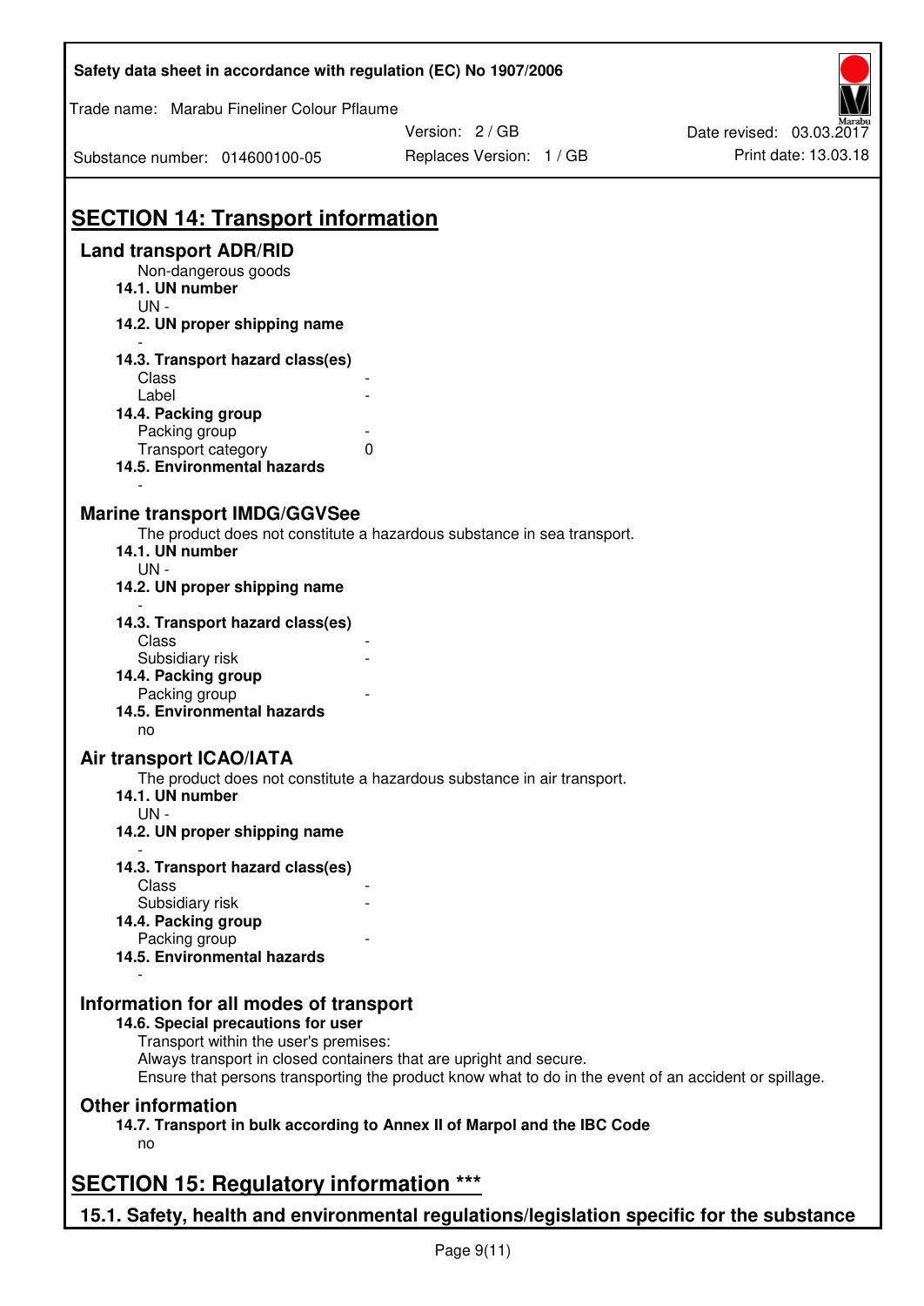## SECTION 14: Transport information

### Land transport ADR/RID

Non-dangerous goods

**14.1. UN number**

UN -

**14.2. UN proper shipping name**

-

**14.3. Transport hazard class(es)**

| | |
|---|---|
| Class | - |
| Label | - |

**14.4. Packing group**

| | |
|---|---|
| Packing group | - |
| Transport category | 0 |

**14.5. Environmental hazards**

-

### Marine transport IMDG/GGVSee

The product does not constitute a hazardous substance in sea transport.

**14.1. UN number**

UN -

**14.2. UN proper shipping name**

-

**14.3. Transport hazard class(es)**

| | |
|---|---|
| Class | - |
| Subsidiary risk | - |

**14.4. Packing group**

| | |
|---|---|
| Packing group | - |

**14.5. Environmental hazards**

no

### Air transport ICAO/IATA

The product does not constitute a hazardous substance in air transport.

**14.1. UN number**

UN -

**14.2. UN proper shipping name**

-

**14.3. Transport hazard class(es)**

| | |
|---|---|
| Class | - |
| Subsidiary risk | - |

**14.4. Packing group**

| | |
|---|---|
| Packing group | - |

**14.5. Environmental hazards**

-

### Information for all modes of transport

**14.6. Special precautions for user**

Transport within the user's premises:
Always transport in closed containers that are upright and secure.
Ensure that persons transporting the product know what to do in the event of an accident or spillage.

### Other information

**14.7. Transport in bulk according to Annex II of Marpol and the IBC Code**

no

## SECTION 15: Regulatory information ***

### 15.1. Safety, health and environmental regulations/legislation specific for the substance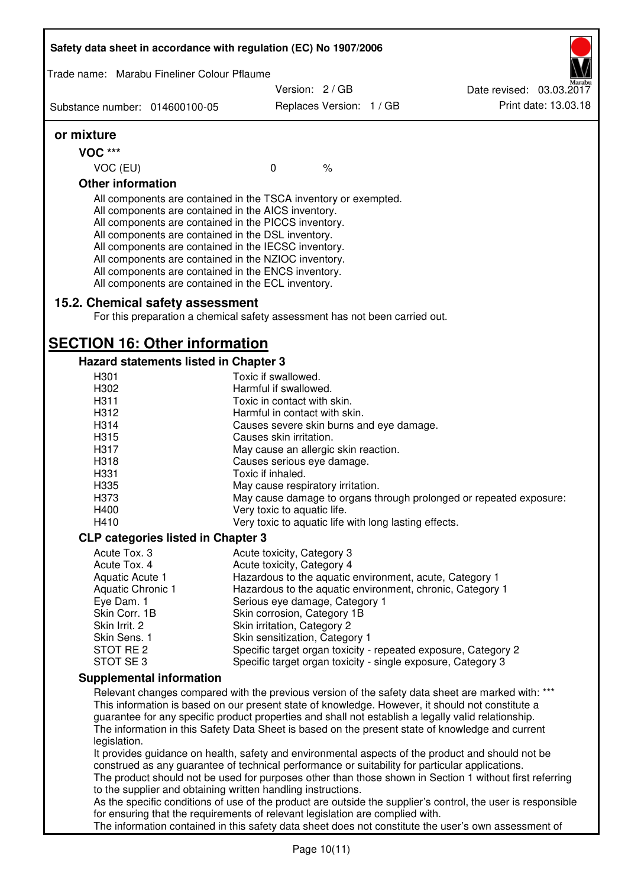### or mixture

**VOC \*\*\***

| VOC (EU) | 0 | % |
|---|---|---|

**Other information**

All components are contained in the TSCA inventory or exempted.
All components are contained in the AICS inventory.
All components are contained in the PICCS inventory.
All components are contained in the DSL inventory.
All components are contained in the IECSC inventory.
All components are contained in the NZIOC inventory.
All components are contained in the ENCS inventory.
All components are contained in the ECL inventory.

### 15.2. Chemical safety assessment

For this preparation a chemical safety assessment has not been carried out.

## SECTION 16: Other information

### Hazard statements listed in Chapter 3

| | |
|---|---|
| H301 | Toxic if swallowed. |
| H302 | Harmful if swallowed. |
| H311 | Toxic in contact with skin. |
| H312 | Harmful in contact with skin. |
| H314 | Causes severe skin burns and eye damage. |
| H315 | Causes skin irritation. |
| H317 | May cause an allergic skin reaction. |
| H318 | Causes serious eye damage. |
| H331 | Toxic if inhaled. |
| H335 | May cause respiratory irritation. |
| H373 | May cause damage to organs through prolonged or repeated exposure: |
| H400 | Very toxic to aquatic life. |
| H410 | Very toxic to aquatic life with long lasting effects. |

### CLP categories listed in Chapter 3

| | |
|---|---|
| Acute Tox. 3 | Acute toxicity, Category 3 |
| Acute Tox. 4 | Acute toxicity, Category 4 |
| Aquatic Acute 1 | Hazardous to the aquatic environment, acute, Category 1 |
| Aquatic Chronic 1 | Hazardous to the aquatic environment, chronic, Category 1 |
| Eye Dam. 1 | Serious eye damage, Category 1 |
| Skin Corr. 1B | Skin corrosion, Category 1B |
| Skin Irrit. 2 | Skin irritation, Category 2 |
| Skin Sens. 1 | Skin sensitization, Category 1 |
| STOT RE 2 | Specific target organ toxicity - repeated exposure, Category 2 |
| STOT SE 3 | Specific target organ toxicity - single exposure, Category 3 |

### Supplemental information

Relevant changes compared with the previous version of the safety data sheet are marked with: \*\*\*
This information is based on our present state of knowledge. However, it should not constitute a guarantee for any specific product properties and shall not establish a legally valid relationship.
The information in this Safety Data Sheet is based on the present state of knowledge and current legislation.
It provides guidance on health, safety and environmental aspects of the product and should not be construed as any guarantee of technical performance or suitability for particular applications.
The product should not be used for purposes other than those shown in Section 1 without first referring to the supplier and obtaining written handling instructions.
As the specific conditions of use of the product are outside the supplier's control, the user is responsible for ensuring that the requirements of relevant legislation are complied with.
The information contained in this safety data sheet does not constitute the user's own assessment of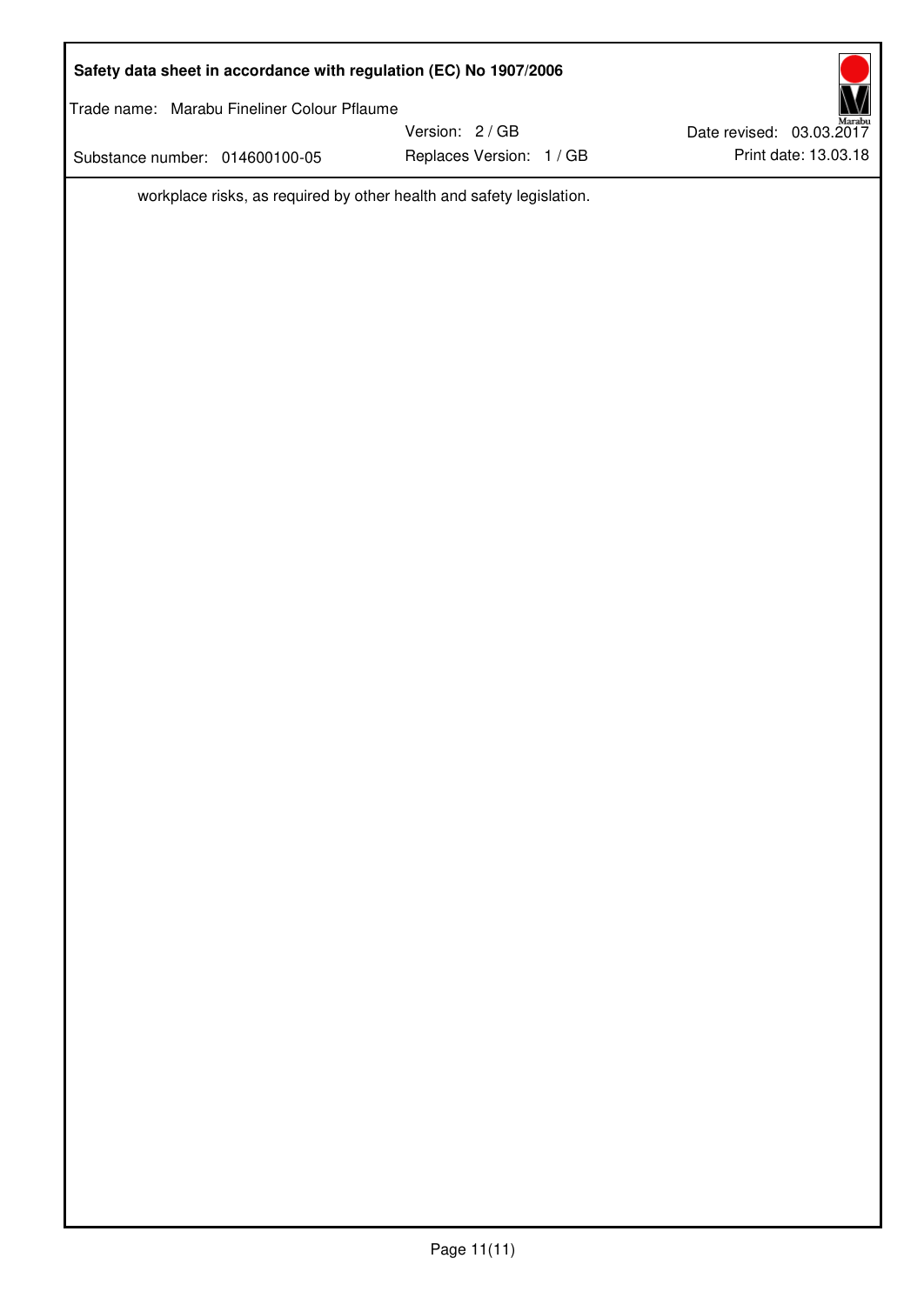workplace risks, as required by other health and safety legislation.